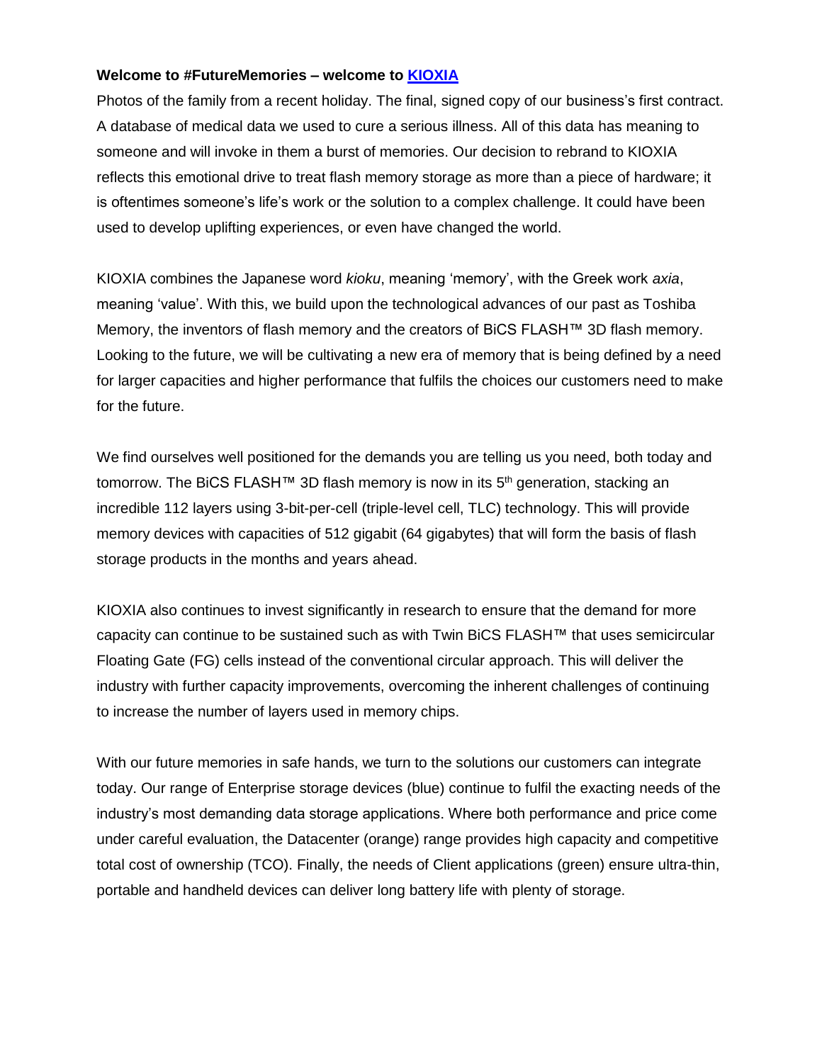**Welcome to #FutureMemories – welcome to [KIOXIA](KIOXIA)**

Photos of the family from a recent holiday. The final, signed copy of our business's first contract. A database of medical data we used to cure a serious illness. All of this data has meaning to someone and will invoke in them a burst of memories. Our decision to rebrand to KIOXIA reflects this emotional drive to treat flash memory storage as more than a piece of hardware; it is oftentimes someone's life's work or the solution to a complex challenge. It could have been used to develop uplifting experiences, or even have changed the world.

KIOXIA combines the Japanese word *kioku*, meaning 'memory', with the Greek work *axia*, meaning 'value'. With this, we build upon the technological advances of our past as Toshiba Memory, the inventors of flash memory and the creators of BiCS FLASH™ 3D flash memory. Looking to the future, we will be cultivating a new era of memory that is being defined by a need for larger capacities and higher performance that fulfils the choices our customers need to make for the future.

We find ourselves well positioned for the demands you are telling us you need, both today and tomorrow. The BiCS FLASH™ 3D flash memory is now in its 5th generation, stacking an incredible 112 layers using 3-bit-per-cell (triple-level cell, TLC) technology. This will provide memory devices with capacities of 512 gigabit (64 gigabytes) that will form the basis of flash storage products in the months and years ahead.

KIOXIA also continues to invest significantly in research to ensure that the demand for more capacity can continue to be sustained such as with Twin BiCS FLASH™ that uses semicircular Floating Gate (FG) cells instead of the conventional circular approach. This will deliver the industry with further capacity improvements, overcoming the inherent challenges of continuing to increase the number of layers used in memory chips.

With our future memories in safe hands, we turn to the solutions our customers can integrate today. Our range of Enterprise storage devices (blue) continue to fulfil the exacting needs of the industry's most demanding data storage applications. Where both performance and price come under careful evaluation, the Datacenter (orange) range provides high capacity and competitive total cost of ownership (TCO). Finally, the needs of Client applications (green) ensure ultra-thin, portable and handheld devices can deliver long battery life with plenty of storage.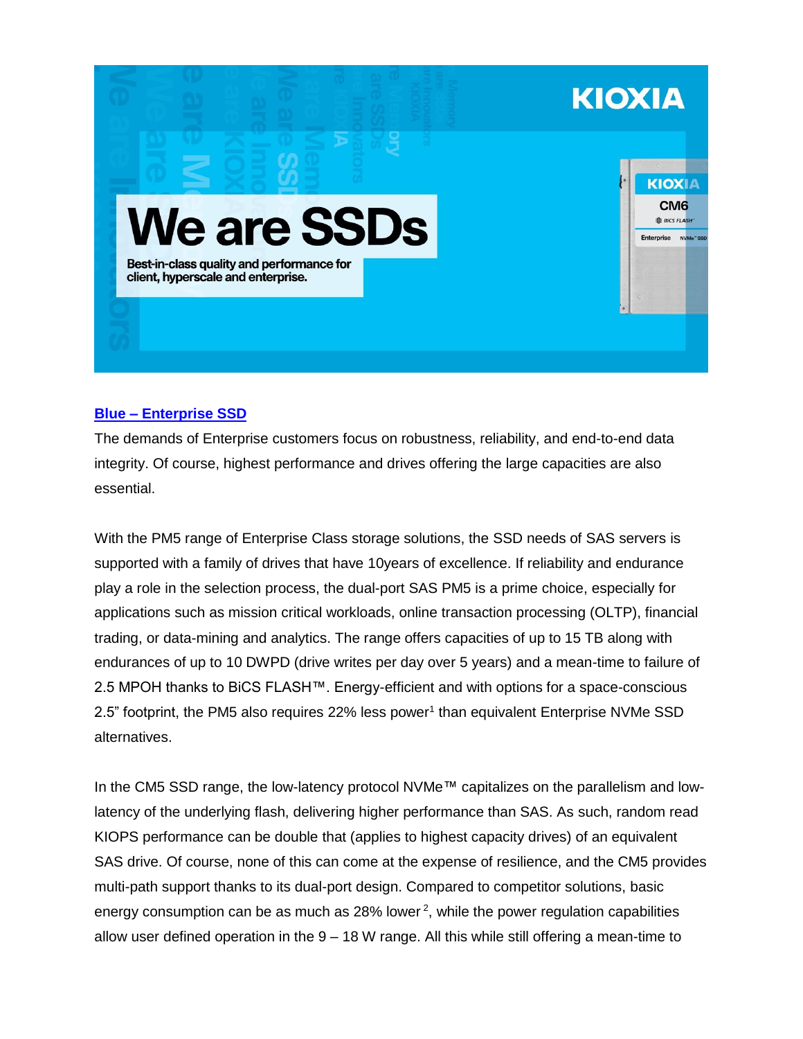**Blue – Enterprise SSD**

The demands of Enterprise customers focus on robustness, reliability, and end-to-end data integrity. Of course, highest performance and drives offering the large capacities are also essential.

With the PM5 range of Enterprise Class storage solutions, the SSD needs of SAS servers is supported with a family of drives that have 10years of excellence. If reliability and endurance play a role in the selection process, the dual-port SAS PM5 is a prime choice, especially for applications such as mission critical workloads, online transaction processing (OLTP), financial trading, or data-mining and analytics. The range offers capacities of up to 15 TB along with endurances of up to 10 DWPD (drive writes per day over 5 years) and a mean-time to failure of 2.5 MPOH thanks to BiCS FLASH™. Energy-efficient and with options for a space-conscious 2.5" footprint, the PM5 also requires 22% less power[1] than equivalent Enterprise NVMe SSD alternatives.

In the CM5 SSD range, the low-latency protocol NVMe™ capitalizes on the parallelism and low-latency of the underlying flash, delivering higher performance than SAS. As such, random read KIOPS performance can be double that (applies to highest capacity drives) of an equivalent SAS drive. Of course, none of this can come at the expense of resilience, and the CM5 provides multi-path support thanks to its dual-port design. Compared to competitor solutions, basic energy consumption can be as much as 28% lower[2], while the power regulation capabilities allow user defined operation in the 9 – 18 W range. All this while still offering a mean-time to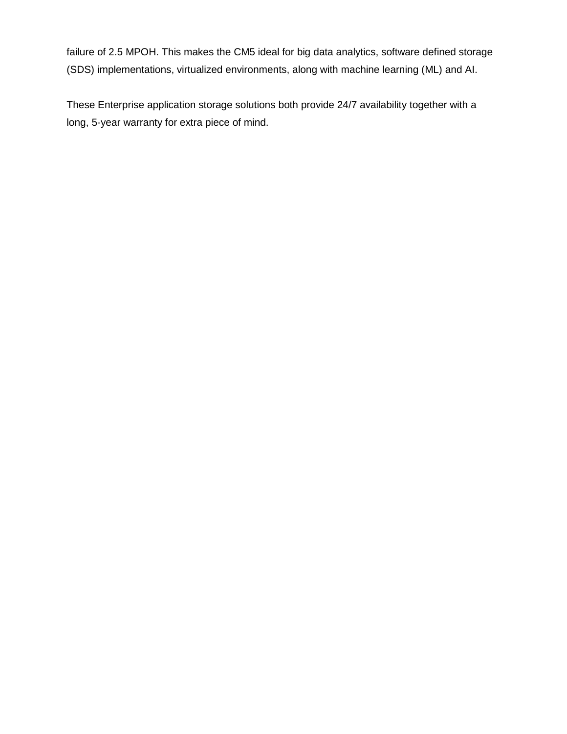failure of 2.5 MPOH. This makes the CM5 ideal for big data analytics, software defined storage (SDS) implementations, virtualized environments, along with machine learning (ML) and AI.

These Enterprise application storage solutions both provide 24/7 availability together with a long, 5-year warranty for extra piece of mind.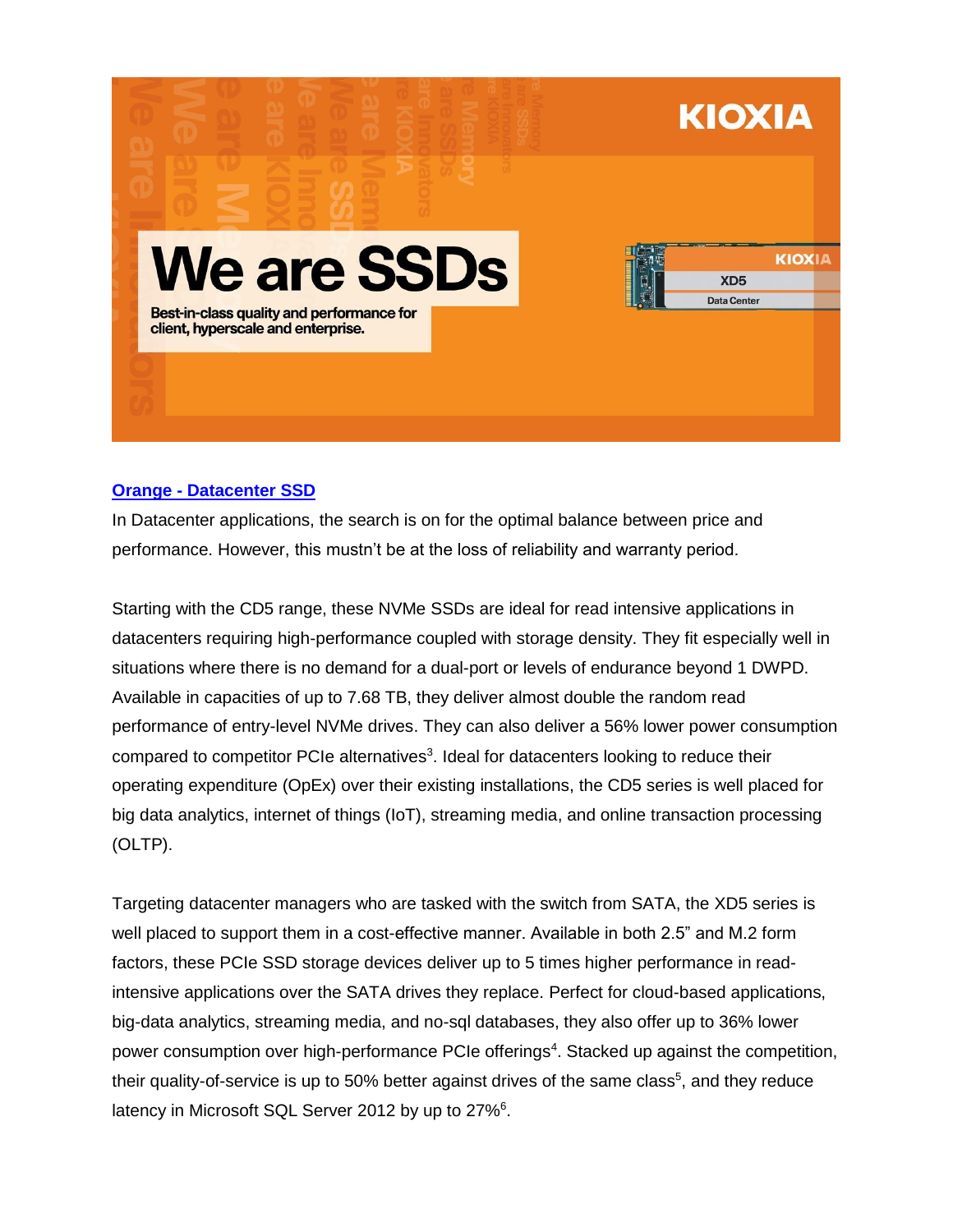**Orange - Datacenter SSD**

In Datacenter applications, the search is on for the optimal balance between price and performance. However, this mustn't be at the loss of reliability and warranty period.

Starting with the CD5 range, these NVMe SSDs are ideal for read intensive applications in datacenters requiring high-performance coupled with storage density. They fit especially well in situations where there is no demand for a dual-port or levels of endurance beyond 1 DWPD. Available in capacities of up to 7.68 TB, they deliver almost double the random read performance of entry-level NVMe drives. They can also deliver a 56% lower power consumption compared to competitor PCIe alternatives[3]. Ideal for datacenters looking to reduce their operating expenditure (OpEx) over their existing installations, the CD5 series is well placed for big data analytics, internet of things (IoT), streaming media, and online transaction processing (OLTP).

Targeting datacenter managers who are tasked with the switch from SATA, the XD5 series is well placed to support them in a cost-effective manner. Available in both 2.5" and M.2 form factors, these PCIe SSD storage devices deliver up to 5 times higher performance in read-intensive applications over the SATA drives they replace. Perfect for cloud-based applications, big-data analytics, streaming media, and no-sql databases, they also offer up to 36% lower power consumption over high-performance PCIe offerings[4]. Stacked up against the competition, their quality-of-service is up to 50% better against drives of the same class[5], and they reduce latency in Microsoft SQL Server 2012 by up to 27%[6].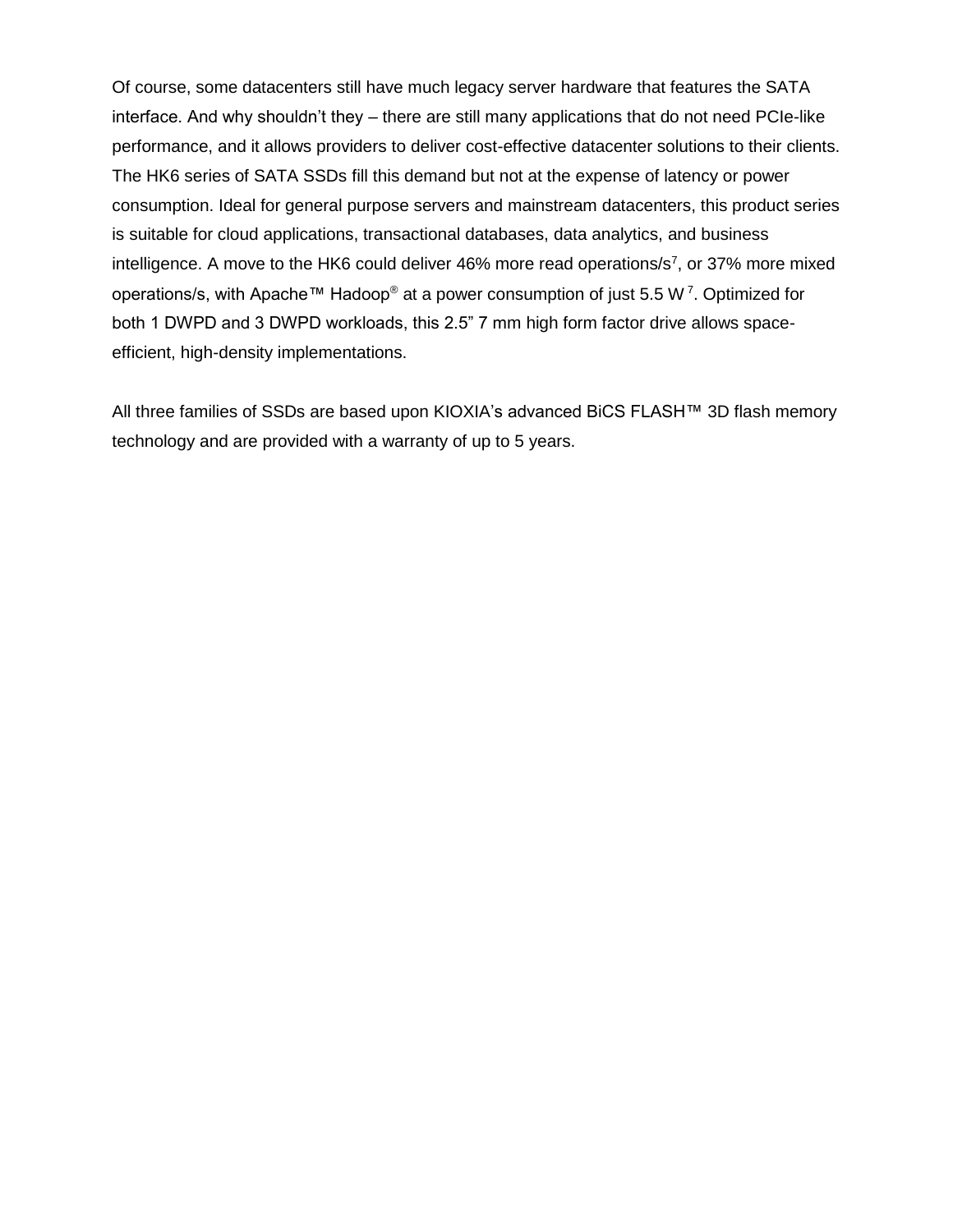Of course, some datacenters still have much legacy server hardware that features the SATA interface. And why shouldn't they – there are still many applications that do not need PCIe-like performance, and it allows providers to deliver cost-effective datacenter solutions to their clients. The HK6 series of SATA SSDs fill this demand but not at the expense of latency or power consumption. Ideal for general purpose servers and mainstream datacenters, this product series is suitable for cloud applications, transactional databases, data analytics, and business intelligence. A move to the HK6 could deliver 46% more read operations/s[7], or 37% more mixed operations/s, with Apache™ Hadoop® at a power consumption of just 5.5 W [7]. Optimized for both 1 DWPD and 3 DWPD workloads, this 2.5" 7 mm high form factor drive allows space-efficient, high-density implementations.

All three families of SSDs are based upon KIOXIA's advanced BiCS FLASH™ 3D flash memory technology and are provided with a warranty of up to 5 years.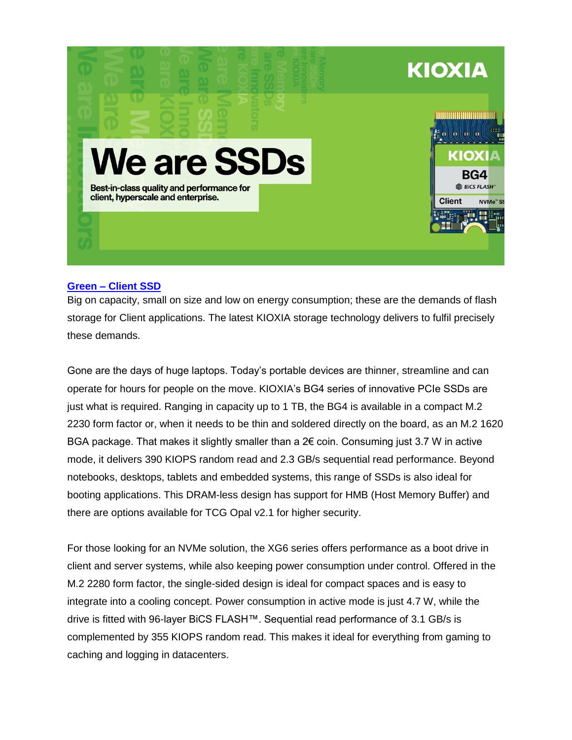## Green – Client SSD

Big on capacity, small on size and low on energy consumption; these are the demands of flash storage for Client applications. The latest KIOXIA storage technology delivers to fulfil precisely these demands.

Gone are the days of huge laptops. Today's portable devices are thinner, streamline and can operate for hours for people on the move. KIOXIA's BG4 series of innovative PCIe SSDs are just what is required. Ranging in capacity up to 1 TB, the BG4 is available in a compact M.2 2230 form factor or, when it needs to be thin and soldered directly on the board, as an M.2 1620 BGA package. That makes it slightly smaller than a 2€ coin. Consuming just 3.7 W in active mode, it delivers 390 KIOPS random read and 2.3 GB/s sequential read performance. Beyond notebooks, desktops, tablets and embedded systems, this range of SSDs is also ideal for booting applications. This DRAM-less design has support for HMB (Host Memory Buffer) and there are options available for TCG Opal v2.1 for higher security.

For those looking for an NVMe solution, the XG6 series offers performance as a boot drive in client and server systems, while also keeping power consumption under control. Offered in the M.2 2280 form factor, the single-sided design is ideal for compact spaces and is easy to integrate into a cooling concept. Power consumption in active mode is just 4.7 W, while the drive is fitted with 96-layer BiCS FLASH™. Sequential read performance of 3.1 GB/s is complemented by 355 KIOPS random read. This makes it ideal for everything from gaming to caching and logging in datacenters.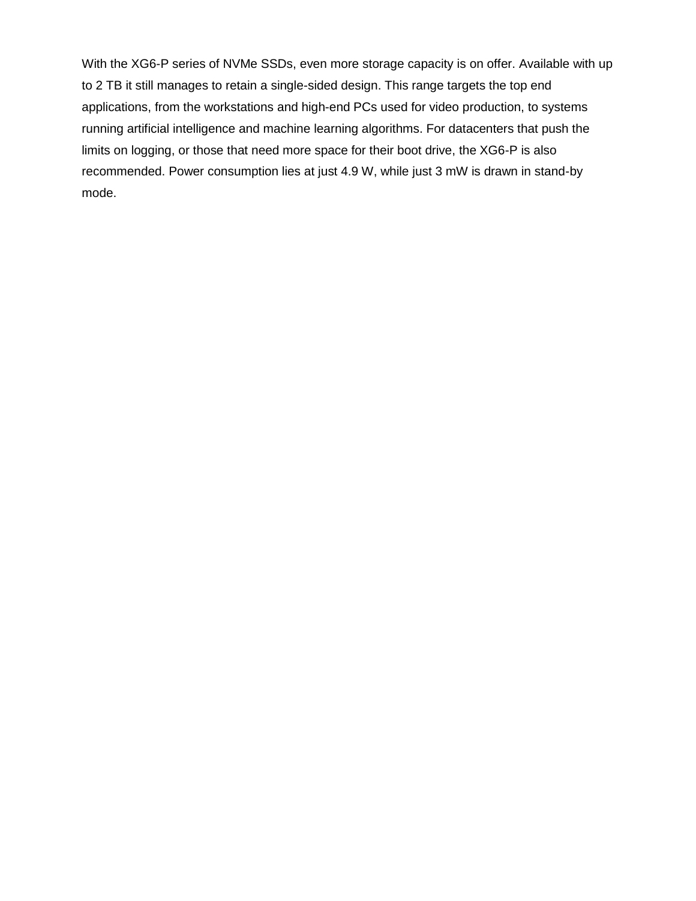With the XG6-P series of NVMe SSDs, even more storage capacity is on offer. Available with up to 2 TB it still manages to retain a single-sided design. This range targets the top end applications, from the workstations and high-end PCs used for video production, to systems running artificial intelligence and machine learning algorithms. For datacenters that push the limits on logging, or those that need more space for their boot drive, the XG6-P is also recommended. Power consumption lies at just 4.9 W, while just 3 mW is drawn in stand-by mode.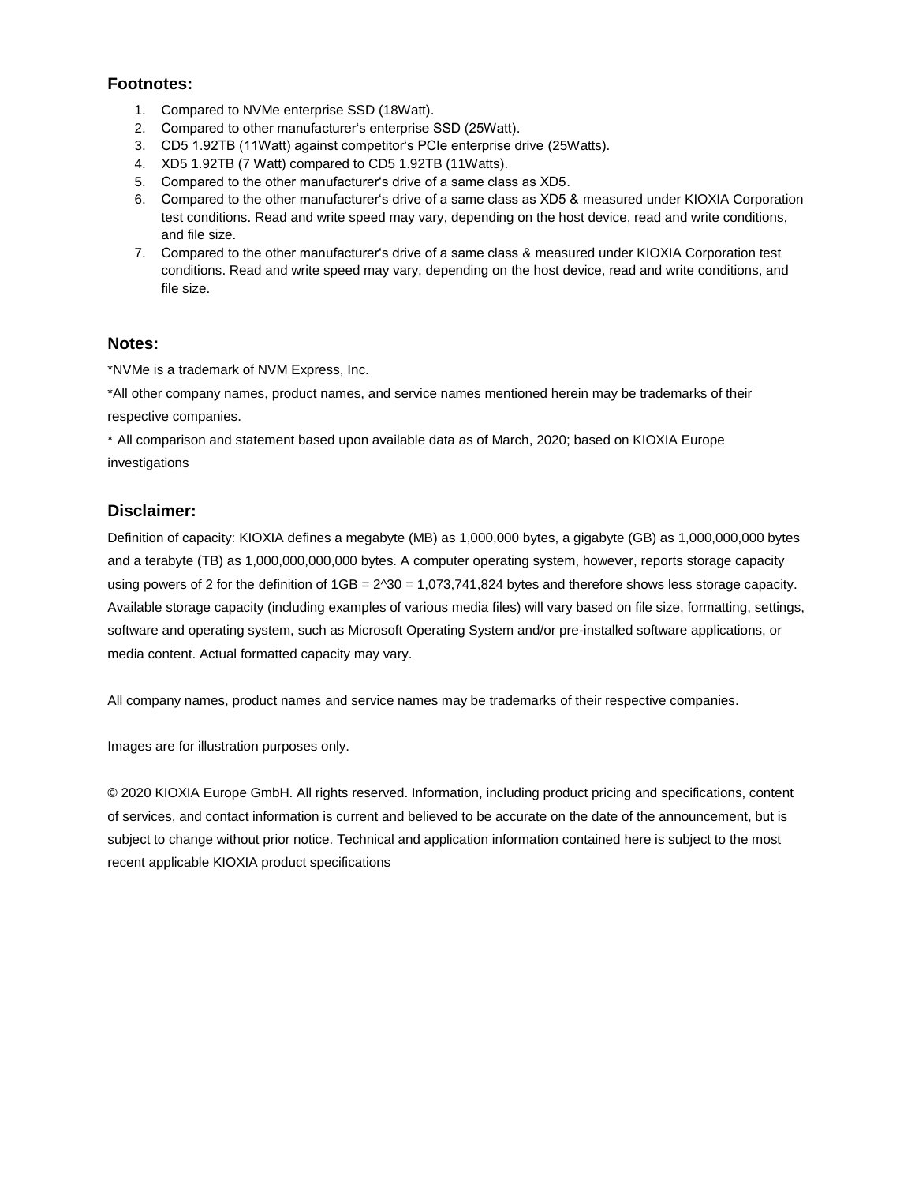## Footnotes:

1. Compared to NVMe enterprise SSD (18Watt).
2. Compared to other manufacturer's enterprise SSD (25Watt).
3. CD5 1.92TB (11Watt) against competitor's PCIe enterprise drive (25Watts).
4. XD5 1.92TB (7 Watt) compared to CD5 1.92TB (11Watts).
5. Compared to the other manufacturer's drive of a same class as XD5.
6. Compared to the other manufacturer's drive of a same class as XD5 & measured under KIOXIA Corporation test conditions. Read and write speed may vary, depending on the host device, read and write conditions, and file size.
7. Compared to the other manufacturer's drive of a same class & measured under KIOXIA Corporation test conditions. Read and write speed may vary, depending on the host device, read and write conditions, and file size.

## Notes:

*NVMe is a trademark of NVM Express, Inc.

*All other company names, product names, and service names mentioned herein may be trademarks of their respective companies.

* All comparison and statement based upon available data as of March, 2020; based on KIOXIA Europe investigations

## Disclaimer:

Definition of capacity: KIOXIA defines a megabyte (MB) as 1,000,000 bytes, a gigabyte (GB) as 1,000,000,000 bytes and a terabyte (TB) as 1,000,000,000,000 bytes. A computer operating system, however, reports storage capacity using powers of 2 for the definition of 1GB = $2^{30}$ = 1,073,741,824 bytes and therefore shows less storage capacity. Available storage capacity (including examples of various media files) will vary based on file size, formatting, settings, software and operating system, such as Microsoft Operating System and/or pre-installed software applications, or media content. Actual formatted capacity may vary.

All company names, product names and service names may be trademarks of their respective companies.

Images are for illustration purposes only.

© 2020 KIOXIA Europe GmbH. All rights reserved. Information, including product pricing and specifications, content of services, and contact information is current and believed to be accurate on the date of the announcement, but is subject to change without prior notice. Technical and application information contained here is subject to the most recent applicable KIOXIA product specifications